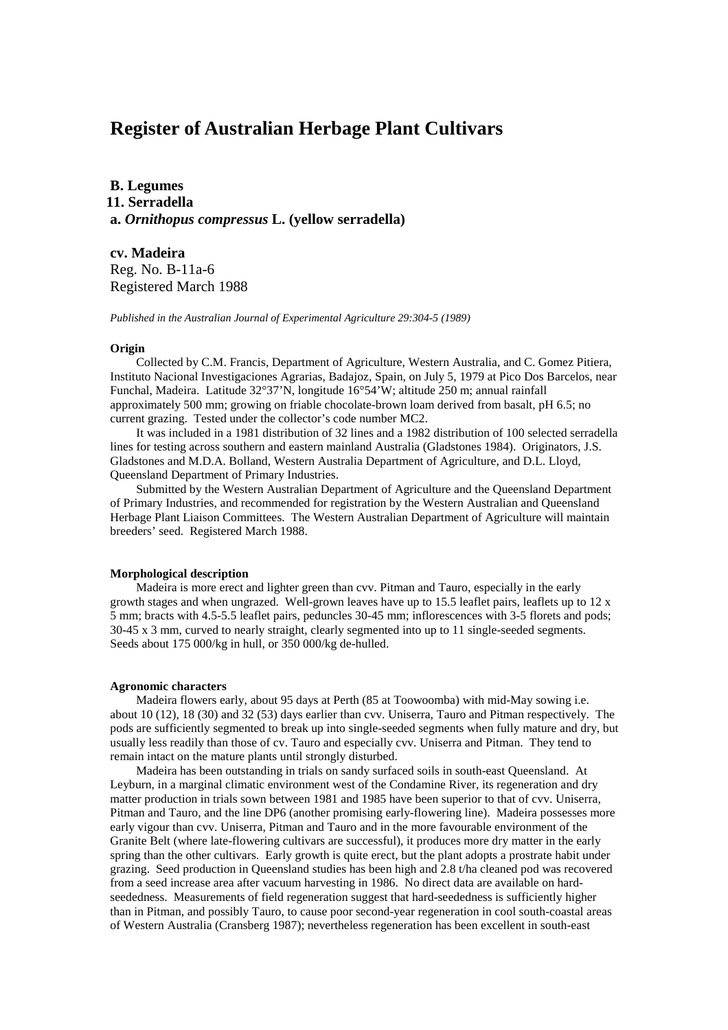# Register of Australian Herbage Plant Cultivars

**B. Legumes**
**11. Serradella**
**a. *Ornithopus compressus* L. (yellow serradella)**

**cv. Madeira**
Reg. No. B-11a-6
Registered March 1988

*Published in the Australian Journal of Experimental Agriculture 29:304-5 (1989)*

#### Origin

Collected by C.M. Francis, Department of Agriculture, Western Australia, and C. Gomez Pitiera, Instituto Nacional Investigaciones Agrarias, Badajoz, Spain, on July 5, 1979 at Pico Dos Barcelos, near Funchal, Madeira. Latitude 32°37'N, longitude 16°54'W; altitude 250 m; annual rainfall approximately 500 mm; growing on friable chocolate-brown loam derived from basalt, pH 6.5; no current grazing. Tested under the collector's code number MC2.

It was included in a 1981 distribution of 32 lines and a 1982 distribution of 100 selected serradella lines for testing across southern and eastern mainland Australia (Gladstones 1984). Originators, J.S. Gladstones and M.D.A. Bolland, Western Australia Department of Agriculture, and D.L. Lloyd, Queensland Department of Primary Industries.

Submitted by the Western Australian Department of Agriculture and the Queensland Department of Primary Industries, and recommended for registration by the Western Australian and Queensland Herbage Plant Liaison Committees. The Western Australian Department of Agriculture will maintain breeders' seed. Registered March 1988.

#### Morphological description

Madeira is more erect and lighter green than cvv. Pitman and Tauro, especially in the early growth stages and when ungrazed. Well-grown leaves have up to 15.5 leaflet pairs, leaflets up to 12 x 5 mm; bracts with 4.5-5.5 leaflet pairs, peduncles 30-45 mm; inflorescences with 3-5 florets and pods; 30-45 x 3 mm, curved to nearly straight, clearly segmented into up to 11 single-seeded segments. Seeds about 175 000/kg in hull, or 350 000/kg de-hulled.

#### Agronomic characters

Madeira flowers early, about 95 days at Perth (85 at Toowoomba) with mid-May sowing i.e. about 10 (12), 18 (30) and 32 (53) days earlier than cvv. Uniserra, Tauro and Pitman respectively. The pods are sufficiently segmented to break up into single-seeded segments when fully mature and dry, but usually less readily than those of cv. Tauro and especially cvv. Uniserra and Pitman. They tend to remain intact on the mature plants until strongly disturbed.

Madeira has been outstanding in trials on sandy surfaced soils in south-east Queensland. At Leyburn, in a marginal climatic environment west of the Condamine River, its regeneration and dry matter production in trials sown between 1981 and 1985 have been superior to that of cvv. Uniserra, Pitman and Tauro, and the line DP6 (another promising early-flowering line). Madeira possesses more early vigour than cvv. Uniserra, Pitman and Tauro and in the more favourable environment of the Granite Belt (where late-flowering cultivars are successful), it produces more dry matter in the early spring than the other cultivars. Early growth is quite erect, but the plant adopts a prostrate habit under grazing. Seed production in Queensland studies has been high and 2.8 t/ha cleaned pod was recovered from a seed increase area after vacuum harvesting in 1986. No direct data are available on hard-seededness. Measurements of field regeneration suggest that hard-seededness is sufficiently higher than in Pitman, and possibly Tauro, to cause poor second-year regeneration in cool south-coastal areas of Western Australia (Cransberg 1987); nevertheless regeneration has been excellent in south-east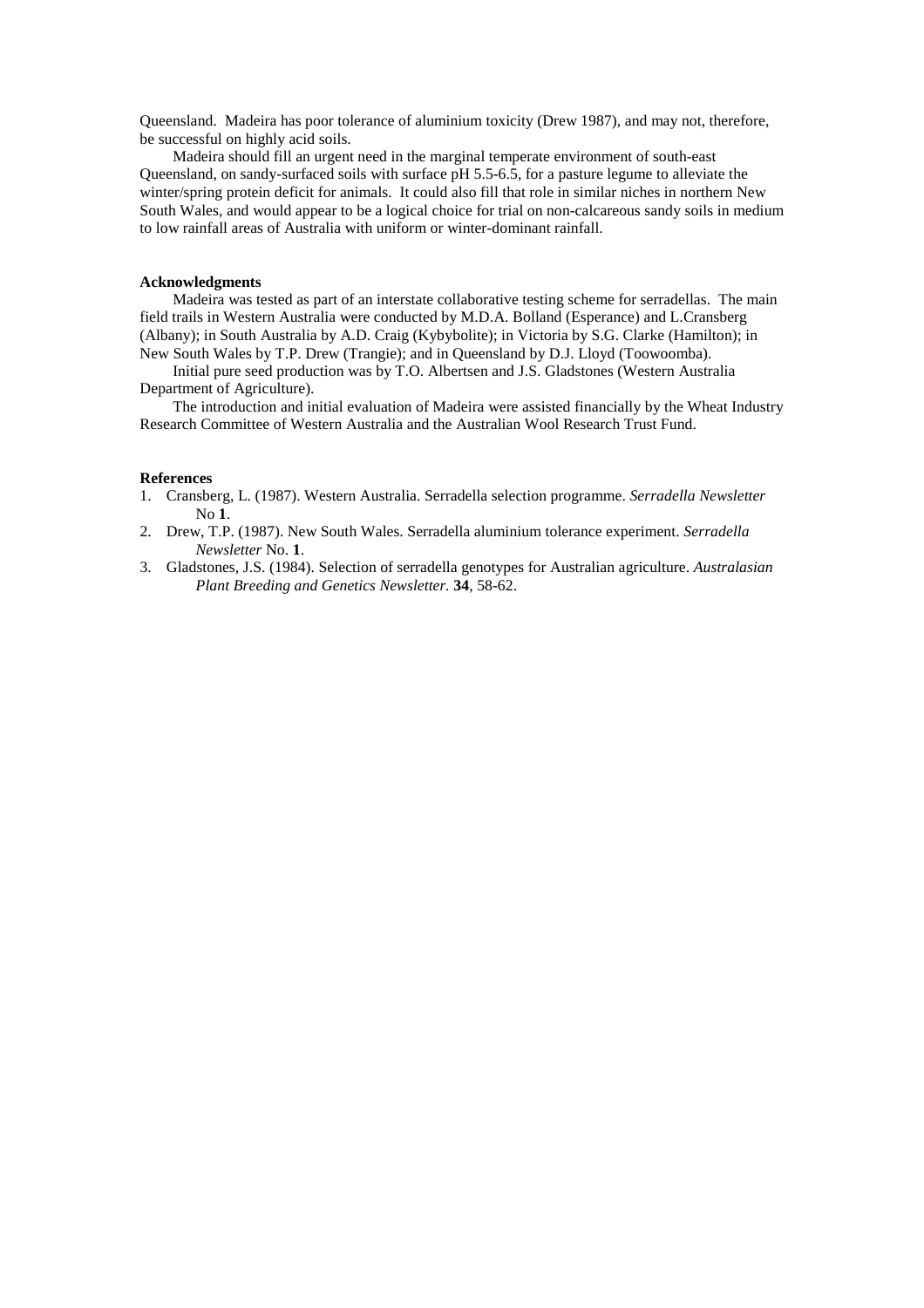Queensland. Madeira has poor tolerance of aluminium toxicity (Drew 1987), and may not, therefore, be successful on highly acid soils.

Madeira should fill an urgent need in the marginal temperate environment of south-east Queensland, on sandy-surfaced soils with surface pH 5.5-6.5, for a pasture legume to alleviate the winter/spring protein deficit for animals. It could also fill that role in similar niches in northern New South Wales, and would appear to be a logical choice for trial on non-calcareous sandy soils in medium to low rainfall areas of Australia with uniform or winter-dominant rainfall.

**Acknowledgments**

Madeira was tested as part of an interstate collaborative testing scheme for serradellas. The main field trails in Western Australia were conducted by M.D.A. Bolland (Esperance) and L.Cransberg (Albany); in South Australia by A.D. Craig (Kybybolite); in Victoria by S.G. Clarke (Hamilton); in New South Wales by T.P. Drew (Trangie); and in Queensland by D.J. Lloyd (Toowoomba).

Initial pure seed production was by T.O. Albertsen and J.S. Gladstones (Western Australia Department of Agriculture).

The introduction and initial evaluation of Madeira were assisted financially by the Wheat Industry Research Committee of Western Australia and the Australian Wool Research Trust Fund.

**References**

1. Cransberg, L. (1987). Western Australia. Serradella selection programme. *Serradella Newsletter* No **1**.
2. Drew, T.P. (1987). New South Wales. Serradella aluminium tolerance experiment. *Serradella Newsletter* No. **1**.
3. Gladstones, J.S. (1984). Selection of serradella genotypes for Australian agriculture. *Australasian Plant Breeding and Genetics Newsletter.* **34**, 58-62.